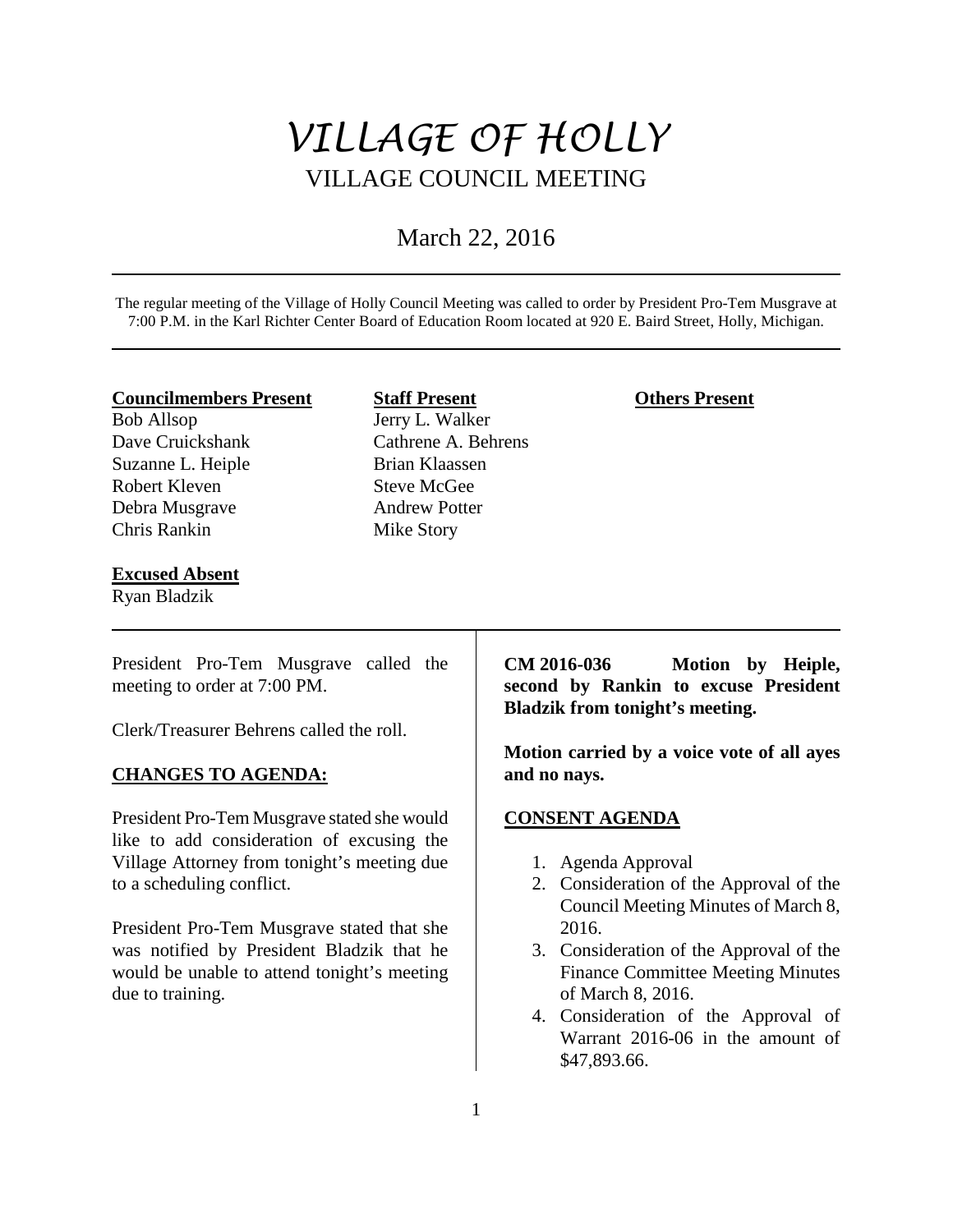# VILLAGE OF HOLLY

## VILLAGE COUNCIL MEETING

## March 22, 2016

The regular meeting of the Village of Holly Council Meeting was called to order by President Pro-Tem Musgrave at 7:00 P.M. in the Karl Richter Center Board of Education Room located at 920 E. Baird Street, Holly, Michigan.

| **Councilmembers Present** | **Staff Present** | **Others Present** |
|---|---|---|
| Bob Allsop | Jerry L. Walker | |
| Dave Cruickshank | Cathrene A. Behrens | |
| Suzanne L. Heiple | Brian Klaassen | |
| Robert Kleven | Steve McGee | |
| Debra Musgrave | Andrew Potter | |
| Chris Rankin | Mike Story | |

**Excused Absent**

Ryan Bladzik

President Pro-Tem Musgrave called the meeting to order at 7:00 PM.

Clerk/Treasurer Behrens called the roll.

**CHANGES TO AGENDA:**

President Pro-Tem Musgrave stated she would like to add consideration of excusing the Village Attorney from tonight's meeting due to a scheduling conflict.

President Pro-Tem Musgrave stated that she was notified by President Bladzik that he would be unable to attend tonight's meeting due to training.

**CM 2016-036 Motion by Heiple, second by Rankin to excuse President Bladzik from tonight's meeting.**

**Motion carried by a voice vote of all ayes and no nays.**

**CONSENT AGENDA**

1. Agenda Approval
2. Consideration of the Approval of the Council Meeting Minutes of March 8, 2016.
3. Consideration of the Approval of the Finance Committee Meeting Minutes of March 8, 2016.
4. Consideration of the Approval of Warrant 2016-06 in the amount of $47,893.66.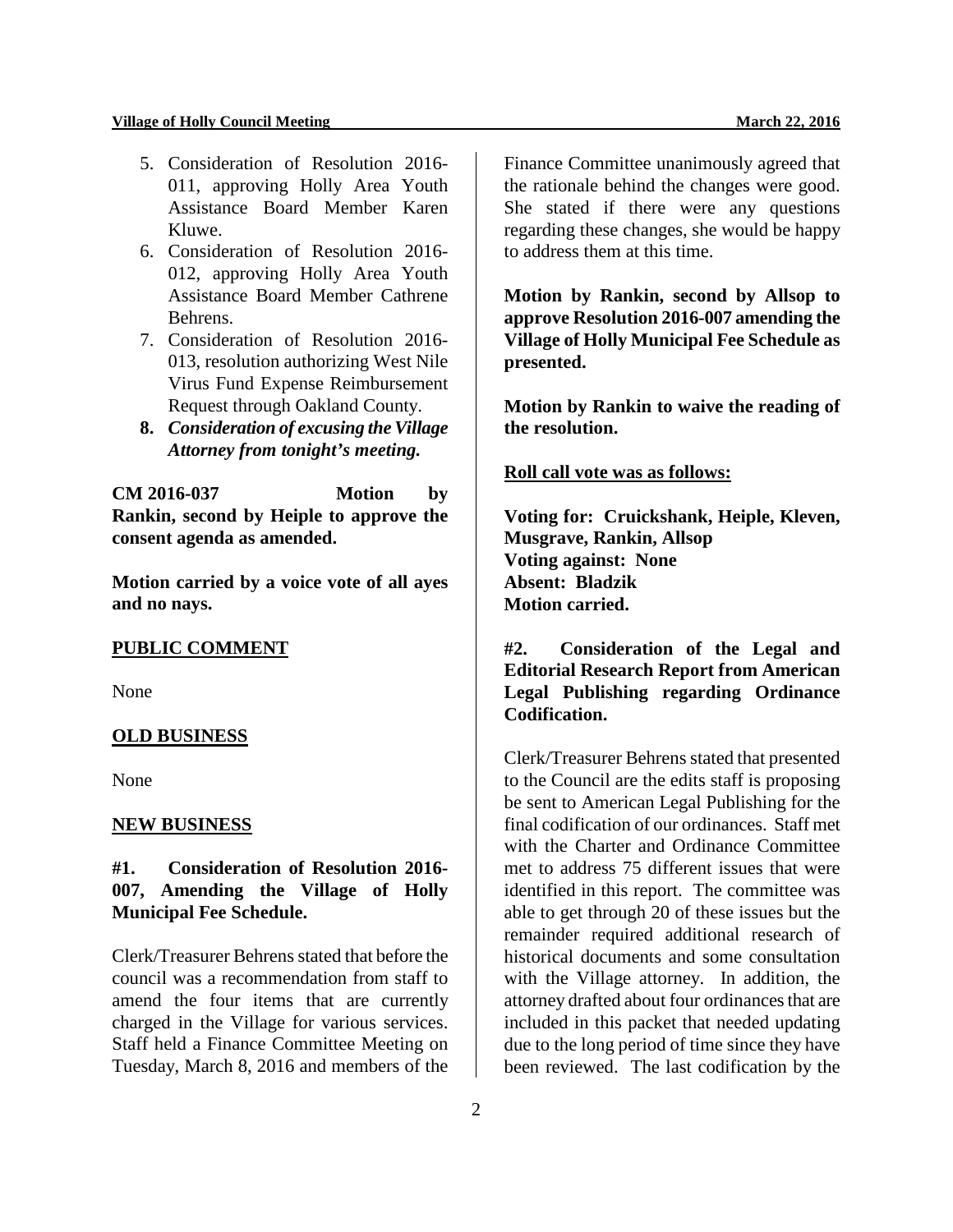5. Consideration of Resolution 2016-011, approving Holly Area Youth Assistance Board Member Karen Kluwe.
6. Consideration of Resolution 2016-012, approving Holly Area Youth Assistance Board Member Cathrene Behrens.
7. Consideration of Resolution 2016-013, resolution authorizing West Nile Virus Fund Expense Reimbursement Request through Oakland County.
8. ***Consideration of excusing the Village Attorney from tonight's meeting.***

**CM 2016-037 Motion by Rankin, second by Heiple to approve the consent agenda as amended.**

**Motion carried by a voice vote of all ayes and no nays.**

**PUBLIC COMMENT**

None

**OLD BUSINESS**

None

**NEW BUSINESS**

**#1. Consideration of Resolution 2016-007, Amending the Village of Holly Municipal Fee Schedule.**

Clerk/Treasurer Behrens stated that before the council was a recommendation from staff to amend the four items that are currently charged in the Village for various services. Staff held a Finance Committee Meeting on Tuesday, March 8, 2016 and members of the Finance Committee unanimously agreed that the rationale behind the changes were good. She stated if there were any questions regarding these changes, she would be happy to address them at this time.

**Motion by Rankin, second by Allsop to approve Resolution 2016-007 amending the Village of Holly Municipal Fee Schedule as presented.**

**Motion by Rankin to waive the reading of the resolution.**

**Roll call vote was as follows:**

**Voting for: Cruickshank, Heiple, Kleven, Musgrave, Rankin, Allsop**
**Voting against: None**
**Absent: Bladzik**
**Motion carried.**

**#2. Consideration of the Legal and Editorial Research Report from American Legal Publishing regarding Ordinance Codification.**

Clerk/Treasurer Behrens stated that presented to the Council are the edits staff is proposing be sent to American Legal Publishing for the final codification of our ordinances. Staff met with the Charter and Ordinance Committee met to address 75 different issues that were identified in this report. The committee was able to get through 20 of these issues but the remainder required additional research of historical documents and some consultation with the Village attorney. In addition, the attorney drafted about four ordinances that are included in this packet that needed updating due to the long period of time since they have been reviewed. The last codification by the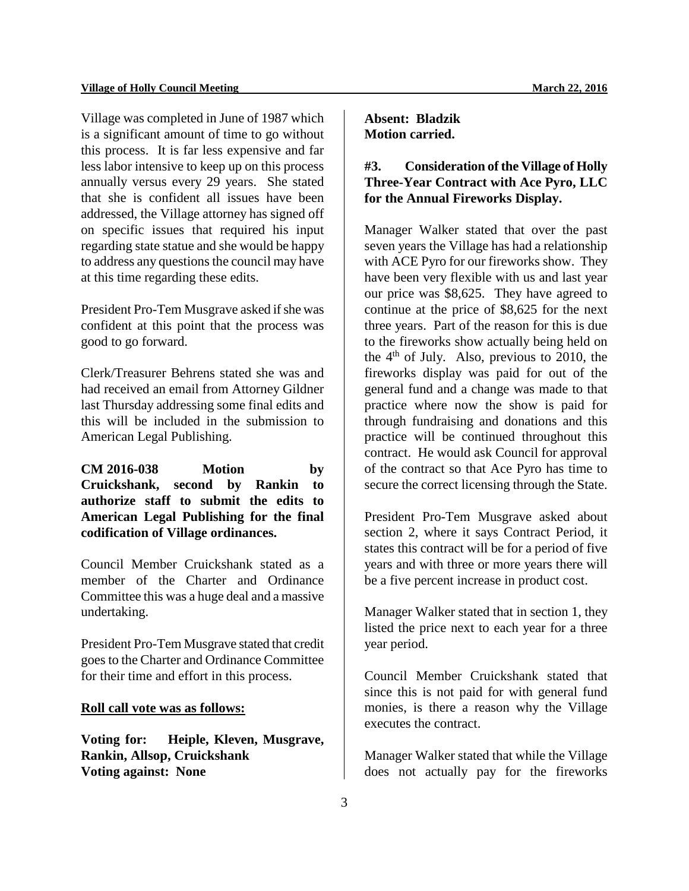Village was completed in June of 1987 which is a significant amount of time to go without this process. It is far less expensive and far less labor intensive to keep up on this process annually versus every 29 years. She stated that she is confident all issues have been addressed, the Village attorney has signed off on specific issues that required his input regarding state statue and she would be happy to address any questions the council may have at this time regarding these edits.

President Pro-Tem Musgrave asked if she was confident at this point that the process was good to go forward.

Clerk/Treasurer Behrens stated she was and had received an email from Attorney Gildner last Thursday addressing some final edits and this will be included in the submission to American Legal Publishing.

**CM 2016-038 Motion by Cruickshank, second by Rankin to authorize staff to submit the edits to American Legal Publishing for the final codification of Village ordinances.**

Council Member Cruickshank stated as a member of the Charter and Ordinance Committee this was a huge deal and a massive undertaking.

President Pro-Tem Musgrave stated that credit goes to the Charter and Ordinance Committee for their time and effort in this process.

**Roll call vote was as follows:**

**Voting for: Heiple, Kleven, Musgrave, Rankin, Allsop, Cruickshank**
**Voting against: None**
**Absent: Bladzik**
**Motion carried.**

**#3. Consideration of the Village of Holly Three-Year Contract with Ace Pyro, LLC for the Annual Fireworks Display.**

Manager Walker stated that over the past seven years the Village has had a relationship with ACE Pyro for our fireworks show. They have been very flexible with us and last year our price was $8,625. They have agreed to continue at the price of $8,625 for the next three years. Part of the reason for this is due to the fireworks show actually being held on the 4th of July. Also, previous to 2010, the fireworks display was paid for out of the general fund and a change was made to that practice where now the show is paid for through fundraising and donations and this practice will be continued throughout this contract. He would ask Council for approval of the contract so that Ace Pyro has time to secure the correct licensing through the State.

President Pro-Tem Musgrave asked about section 2, where it says Contract Period, it states this contract will be for a period of five years and with three or more years there will be a five percent increase in product cost.

Manager Walker stated that in section 1, they listed the price next to each year for a three year period.

Council Member Cruickshank stated that since this is not paid for with general fund monies, is there a reason why the Village executes the contract.

Manager Walker stated that while the Village does not actually pay for the fireworks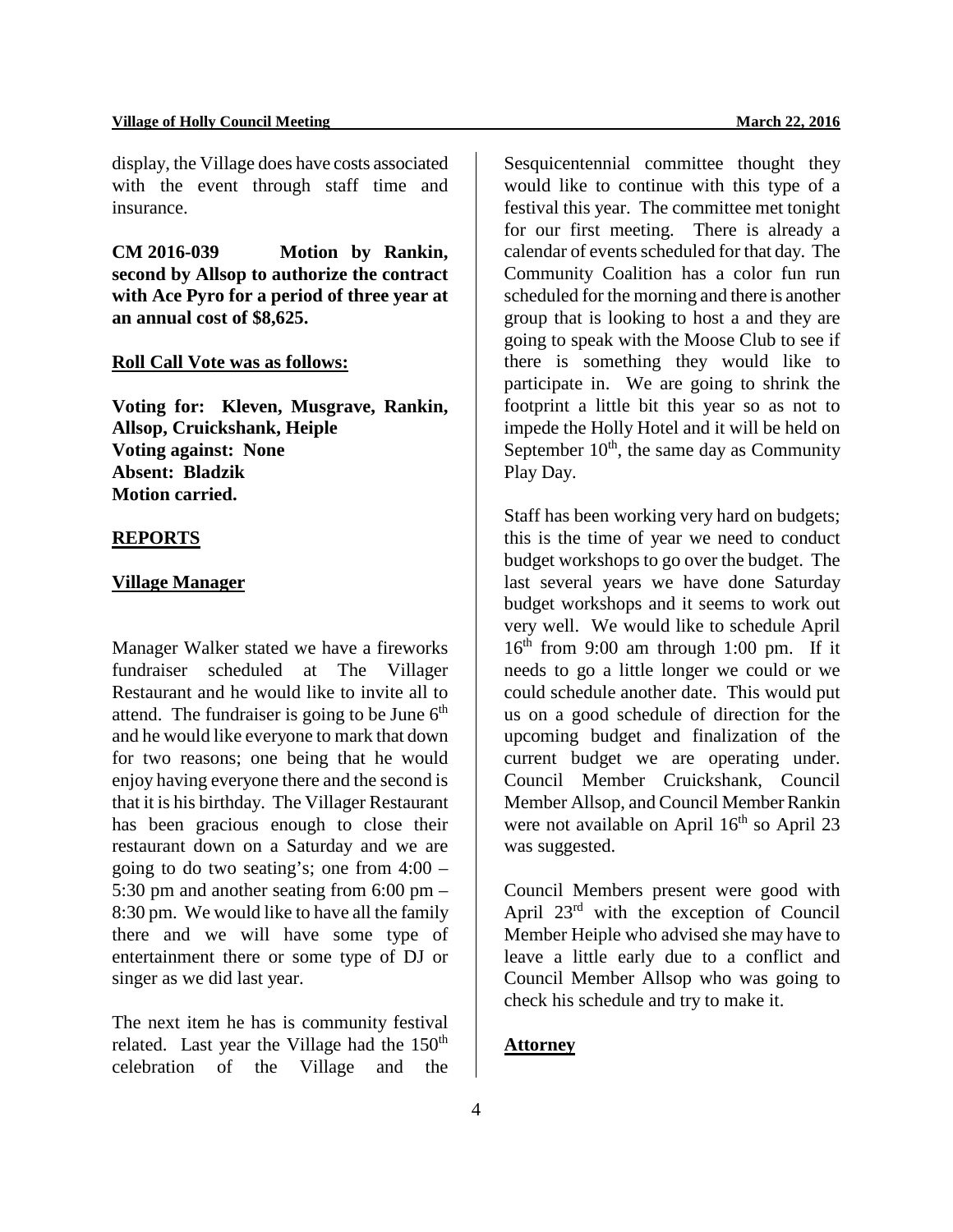display, the Village does have costs associated with the event through staff time and insurance.

**CM 2016-039 Motion by Rankin, second by Allsop to authorize the contract with Ace Pyro for a period of three year at an annual cost of $8,625.**

**Roll Call Vote was as follows:**

**Voting for: Kleven, Musgrave, Rankin, Allsop, Cruickshank, Heiple**
**Voting against: None**
**Absent: Bladzik**
**Motion carried.**

## REPORTS

### Village Manager

Manager Walker stated we have a fireworks fundraiser scheduled at The Villager Restaurant and he would like to invite all to attend. The fundraiser is going to be June 6th and he would like everyone to mark that down for two reasons; one being that he would enjoy having everyone there and the second is that it is his birthday. The Villager Restaurant has been gracious enough to close their restaurant down on a Saturday and we are going to do two seating's; one from 4:00 – 5:30 pm and another seating from 6:00 pm – 8:30 pm. We would like to have all the family there and we will have some type of entertainment there or some type of DJ or singer as we did last year.

The next item he has is community festival related. Last year the Village had the 150th celebration of the Village and the Sesquicentennial committee thought they would like to continue with this type of a festival this year. The committee met tonight for our first meeting. There is already a calendar of events scheduled for that day. The Community Coalition has a color fun run scheduled for the morning and there is another group that is looking to host a and they are going to speak with the Moose Club to see if there is something they would like to participate in. We are going to shrink the footprint a little bit this year so as not to impede the Holly Hotel and it will be held on September 10th, the same day as Community Play Day.

Staff has been working very hard on budgets; this is the time of year we need to conduct budget workshops to go over the budget. The last several years we have done Saturday budget workshops and it seems to work out very well. We would like to schedule April 16th from 9:00 am through 1:00 pm. If it needs to go a little longer we could or we could schedule another date. This would put us on a good schedule of direction for the upcoming budget and finalization of the current budget we are operating under. Council Member Cruickshank, Council Member Allsop, and Council Member Rankin were not available on April 16th so April 23 was suggested.

Council Members present were good with April 23rd with the exception of Council Member Heiple who advised she may have to leave a little early due to a conflict and Council Member Allsop who was going to check his schedule and try to make it.

### Attorney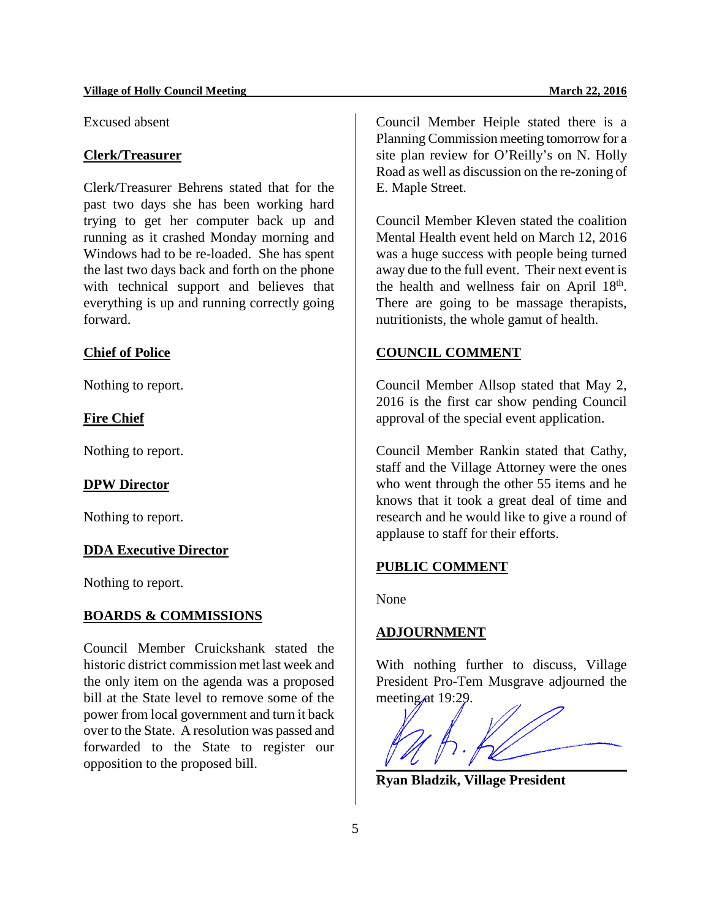Excused absent

**Clerk/Treasurer**

Clerk/Treasurer Behrens stated that for the past two days she has been working hard trying to get her computer back up and running as it crashed Monday morning and Windows had to be re-loaded. She has spent the last two days back and forth on the phone with technical support and believes that everything is up and running correctly going forward.

**Chief of Police**

Nothing to report.

**Fire Chief**

Nothing to report.

**DPW Director**

Nothing to report.

**DDA Executive Director**

Nothing to report.

**BOARDS & COMMISSIONS**

Council Member Cruickshank stated the historic district commission met last week and the only item on the agenda was a proposed bill at the State level to remove some of the power from local government and turn it back over to the State. A resolution was passed and forwarded to the State to register our opposition to the proposed bill.

Council Member Heiple stated there is a Planning Commission meeting tomorrow for a site plan review for O'Reilly's on N. Holly Road as well as discussion on the re-zoning of E. Maple Street.

Council Member Kleven stated the coalition Mental Health event held on March 12, 2016 was a huge success with people being turned away due to the full event. Their next event is the health and wellness fair on April 18th. There are going to be massage therapists, nutritionists, the whole gamut of health.

**COUNCIL COMMENT**

Council Member Allsop stated that May 2, 2016 is the first car show pending Council approval of the special event application.

Council Member Rankin stated that Cathy, staff and the Village Attorney were the ones who went through the other 55 items and he knows that it took a great deal of time and research and he would like to give a round of applause to staff for their efforts.

**PUBLIC COMMENT**

None

**ADJOURNMENT**

With nothing further to discuss, Village President Pro-Tem Musgrave adjourned the meeting at 19:29.

**Ryan Bladzik, Village President**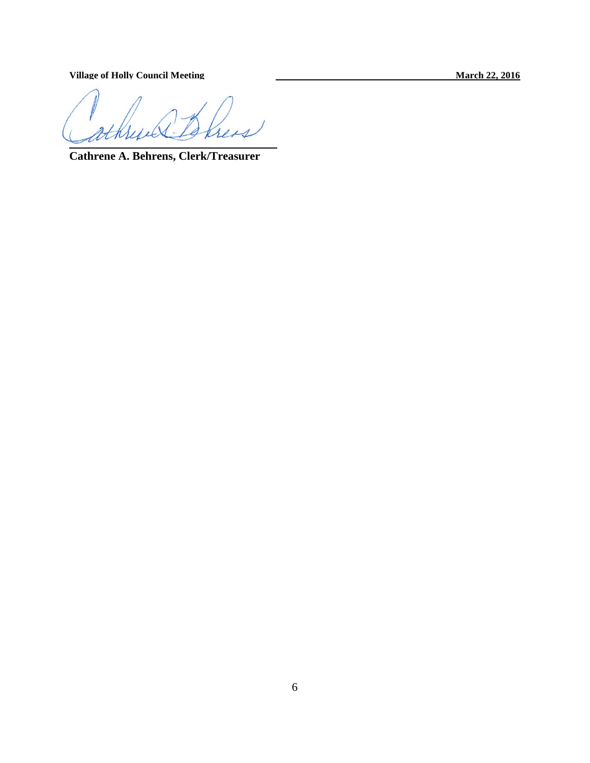**Cathrene A. Behrens, Clerk/Treasurer**